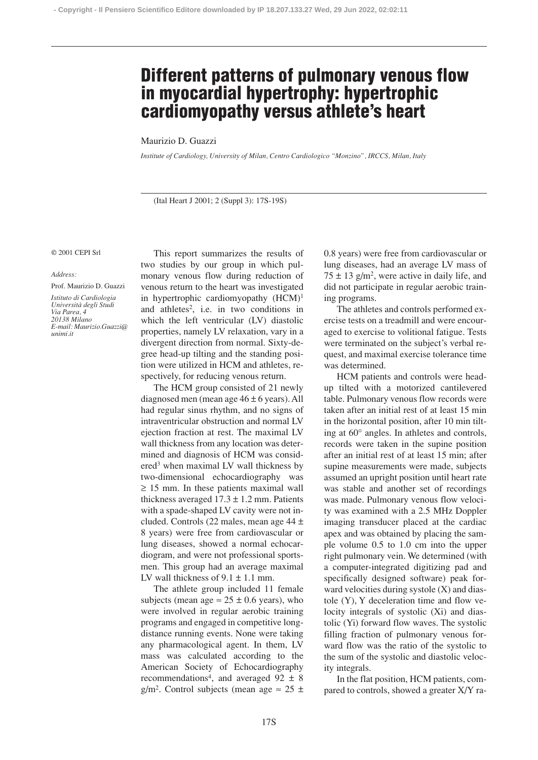# Different patterns of pulmonary venous flow in myocardial hypertrophy: hypertrophic cardiomyopathy versus athlete's heart

Maurizio D. Guazzi

*Institute of Cardiology, University of Milan, Centro Cardiologico "Monzino", IRCCS, Milan, Italy*

© 2001 CEPI Srl

*Address:*

Prof. Maurizio D. Guazzi

*Istituto di Cardiologia*
*Università degli Studi*
*Via Parea, 4*
*20138 Milano*
*E-mail: Maurizio.Guazzi@unimi.it*

This report summarizes the results of two studies by our group in which pulmonary venous flow during reduction of venous return to the heart was investigated in hypertrophic cardiomyopathy (HCM)[1] and athletes[2], i.e. in two conditions in which the left ventricular (LV) diastolic properties, namely LV relaxation, vary in a divergent direction from normal. Sixty-degree head-up tilting and the standing position were utilized in HCM and athletes, respectively, for reducing venous return.

The HCM group consisted of 21 newly diagnosed men (mean age 46 ± 6 years). All had regular sinus rhythm, and no signs of intraventricular obstruction and normal LV ejection fraction at rest. The maximal LV wall thickness from any location was determined and diagnosis of HCM was considered[3] when maximal LV wall thickness by two-dimensional echocardiography was ≥ 15 mm. In these patients maximal wall thickness averaged 17.3 ± 1.2 mm. Patients with a spade-shaped LV cavity were not included. Controls (22 males, mean age 44 ± 8 years) were free from cardiovascular or lung diseases, showed a normal echocardiogram, and were not professional sportsmen. This group had an average maximal LV wall thickness of 9.1 ± 1.1 mm.

The athlete group included 11 female subjects (mean age ≈ 25 ± 0.6 years), who were involved in regular aerobic training programs and engaged in competitive long-distance running events. None were taking any pharmacological agent. In them, LV mass was calculated according to the American Society of Echocardiography recommendations[4], and averaged 92 ± 8 g/m$^2$. Control subjects (mean age ≈ 25 ± 0.8 years) were free from cardiovascular or lung diseases, had an average LV mass of 75 ± 13 g/m$^2$, were active in daily life, and did not participate in regular aerobic training programs.

The athletes and controls performed exercise tests on a treadmill and were encouraged to exercise to volitional fatigue. Tests were terminated on the subject's verbal request, and maximal exercise tolerance time was determined.

HCM patients and controls were head-up tilted with a motorized cantilevered table. Pulmonary venous flow records were taken after an initial rest of at least 15 min in the horizontal position, after 10 min tilting at 60° angles. In athletes and controls, records were taken in the supine position after an initial rest of at least 15 min; after supine measurements were made, subjects assumed an upright position until heart rate was stable and another set of recordings was made. Pulmonary venous flow velocity was examined with a 2.5 MHz Doppler imaging transducer placed at the cardiac apex and was obtained by placing the sample volume 0.5 to 1.0 cm into the upper right pulmonary vein. We determined (with a computer-integrated digitizing pad and specifically designed software) peak forward velocities during systole (X) and diastole (Y), Y deceleration time and flow velocity integrals of systolic (Xi) and diastolic (Yi) forward flow waves. The systolic filling fraction of pulmonary venous forward flow was the ratio of the systolic to the sum of the systolic and diastolic velocity integrals.

In the flat position, HCM patients, compared to controls, showed a greater X/Y ra-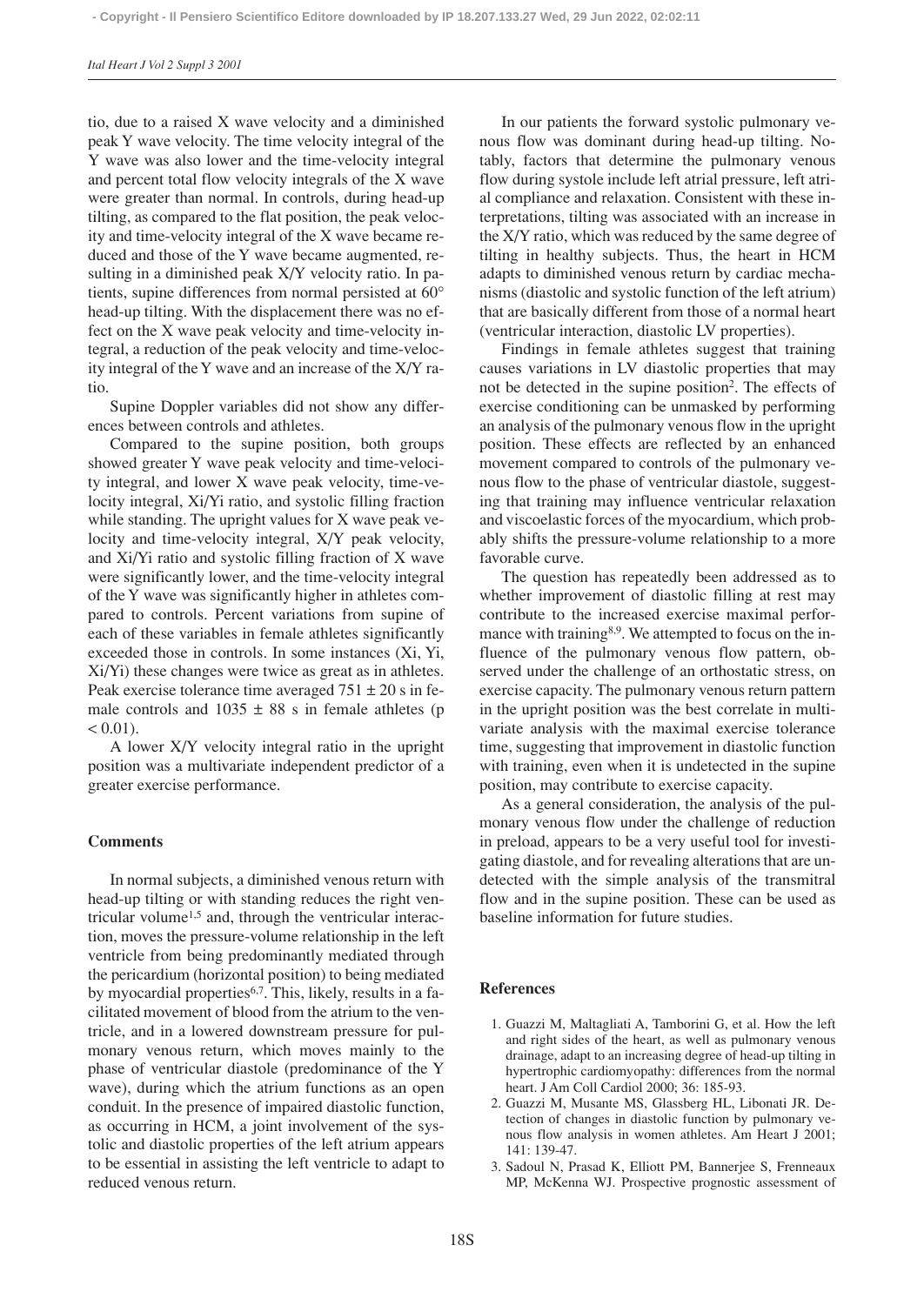tio, due to a raised X wave velocity and a diminished peak Y wave velocity. The time velocity integral of the Y wave was also lower and the time-velocity integral and percent total flow velocity integrals of the X wave were greater than normal. In controls, during head-up tilting, as compared to the flat position, the peak velocity and time-velocity integral of the X wave became reduced and those of the Y wave became augmented, resulting in a diminished peak X/Y velocity ratio. In patients, supine differences from normal persisted at 60° head-up tilting. With the displacement there was no effect on the X wave peak velocity and time-velocity integral, a reduction of the peak velocity and time-velocity integral of the Y wave and an increase of the X/Y ratio.

Supine Doppler variables did not show any differences between controls and athletes.

Compared to the supine position, both groups showed greater Y wave peak velocity and time-velocity integral, and lower X wave peak velocity, time-velocity integral, Xi/Yi ratio, and systolic filling fraction while standing. The upright values for X wave peak velocity and time-velocity integral, X/Y peak velocity, and Xi/Yi ratio and systolic filling fraction of X wave were significantly lower, and the time-velocity integral of the Y wave was significantly higher in athletes compared to controls. Percent variations from supine of each of these variables in female athletes significantly exceeded those in controls. In some instances (Xi, Yi, Xi/Yi) these changes were twice as great as in athletes. Peak exercise tolerance time averaged $751 \pm 20$ s in female controls and $1035 \pm 88$ s in female athletes ($p < 0.01$).

A lower X/Y velocity integral ratio in the upright position was a multivariate independent predictor of a greater exercise performance.

## Comments

In normal subjects, a diminished venous return with head-up tilting or with standing reduces the right ventricular volume[1,5] and, through the ventricular interaction, moves the pressure-volume relationship in the left ventricle from being predominantly mediated through the pericardium (horizontal position) to being mediated by myocardial properties[6,7]. This, likely, results in a facilitated movement of blood from the atrium to the ventricle, and in a lowered downstream pressure for pulmonary venous return, which moves mainly to the phase of ventricular diastole (predominance of the Y wave), during which the atrium functions as an open conduit. In the presence of impaired diastolic function, as occurring in HCM, a joint involvement of the systolic and diastolic properties of the left atrium appears to be essential in assisting the left ventricle to adapt to reduced venous return.

In our patients the forward systolic pulmonary venous flow was dominant during head-up tilting. Notably, factors that determine the pulmonary venous flow during systole include left atrial pressure, left atrial compliance and relaxation. Consistent with these interpretations, tilting was associated with an increase in the X/Y ratio, which was reduced by the same degree of tilting in healthy subjects. Thus, the heart in HCM adapts to diminished venous return by cardiac mechanisms (diastolic and systolic function of the left atrium) that are basically different from those of a normal heart (ventricular interaction, diastolic LV properties).

Findings in female athletes suggest that training causes variations in LV diastolic properties that may not be detected in the supine position[2]. The effects of exercise conditioning can be unmasked by performing an analysis of the pulmonary venous flow in the upright position. These effects are reflected by an enhanced movement compared to controls of the pulmonary venous flow to the phase of ventricular diastole, suggesting that training may influence ventricular relaxation and viscoelastic forces of the myocardium, which probably shifts the pressure-volume relationship to a more favorable curve.

The question has repeatedly been addressed as to whether improvement of diastolic filling at rest may contribute to the increased exercise maximal performance with training[8,9]. We attempted to focus on the influence of the pulmonary venous flow pattern, observed under the challenge of an orthostatic stress, on exercise capacity. The pulmonary venous return pattern in the upright position was the best correlate in multivariate analysis with the maximal exercise tolerance time, suggesting that improvement in diastolic function with training, even when it is undetected in the supine position, may contribute to exercise capacity.

As a general consideration, the analysis of the pulmonary venous flow under the challenge of reduction in preload, appears to be a very useful tool for investigating diastole, and for revealing alterations that are undetected with the simple analysis of the transmitral flow and in the supine position. These can be used as baseline information for future studies.

## References

1. Guazzi M, Maltagliati A, Tamborini G, et al. How the left and right sides of the heart, as well as pulmonary venous drainage, adapt to an increasing degree of head-up tilting in hypertrophic cardiomyopathy: differences from the normal heart. J Am Coll Cardiol 2000; 36: 185-93.
2. Guazzi M, Musante MS, Glassberg HL, Libonati JR. Detection of changes in diastolic function by pulmonary venous flow analysis in women athletes. Am Heart J 2001; 141: 139-47.
3. Sadoul N, Prasad K, Elliott PM, Bannerjee S, Frenneaux MP, McKenna WJ. Prospective prognostic assessment of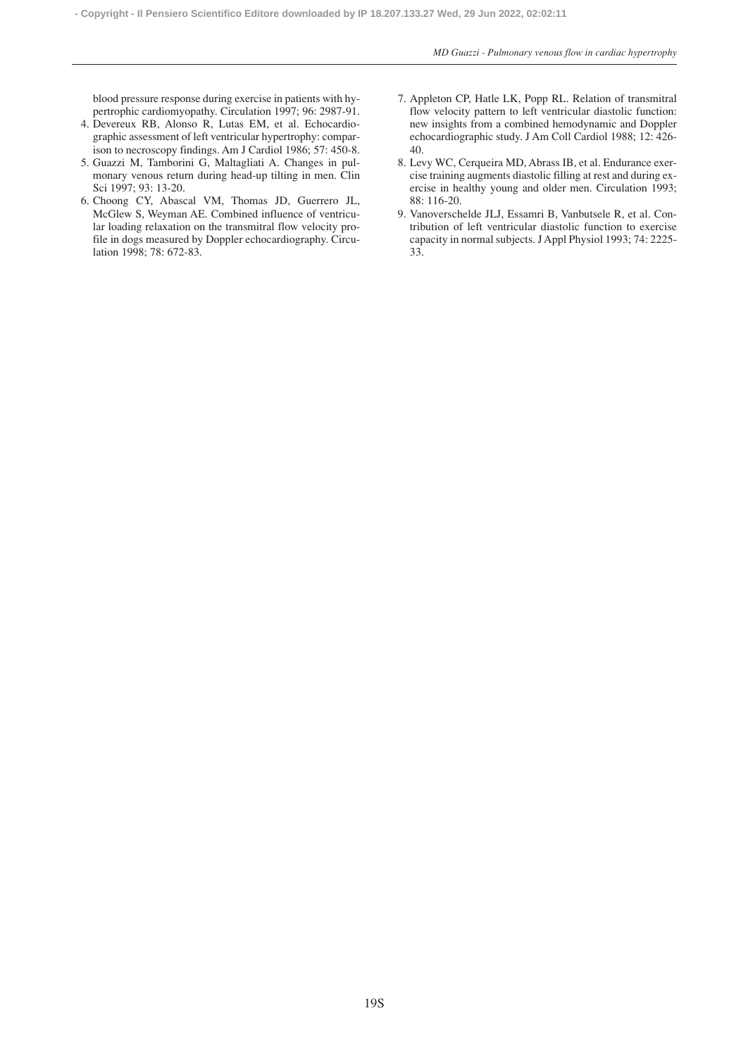blood pressure response during exercise in patients with hypertrophic cardiomyopathy. Circulation 1997; 96: 2987-91.

4. Devereux RB, Alonso R, Lutas EM, et al. Echocardiographic assessment of left ventricular hypertrophy: comparison to necroscopy findings. Am J Cardiol 1986; 57: 450-8.
5. Guazzi M, Tamborini G, Maltagliati A. Changes in pulmonary venous return during head-up tilting in men. Clin Sci 1997; 93: 13-20.
6. Choong CY, Abascal VM, Thomas JD, Guerrero JL, McGlew S, Weyman AE. Combined influence of ventricular loading relaxation on the transmitral flow velocity profile in dogs measured by Doppler echocardiography. Circulation 1998; 78: 672-83.
7. Appleton CP, Hatle LK, Popp RL. Relation of transmitral flow velocity pattern to left ventricular diastolic function: new insights from a combined hemodynamic and Doppler echocardiographic study. J Am Coll Cardiol 1988; 12: 426-40.
8. Levy WC, Cerqueira MD, Abrass IB, et al. Endurance exercise training augments diastolic filling at rest and during exercise in healthy young and older men. Circulation 1993; 88: 116-20.
9. Vanoverschelde JLJ, Essamri B, Vanbutsele R, et al. Contribution of left ventricular diastolic function to exercise capacity in normal subjects. J Appl Physiol 1993; 74: 2225-33.